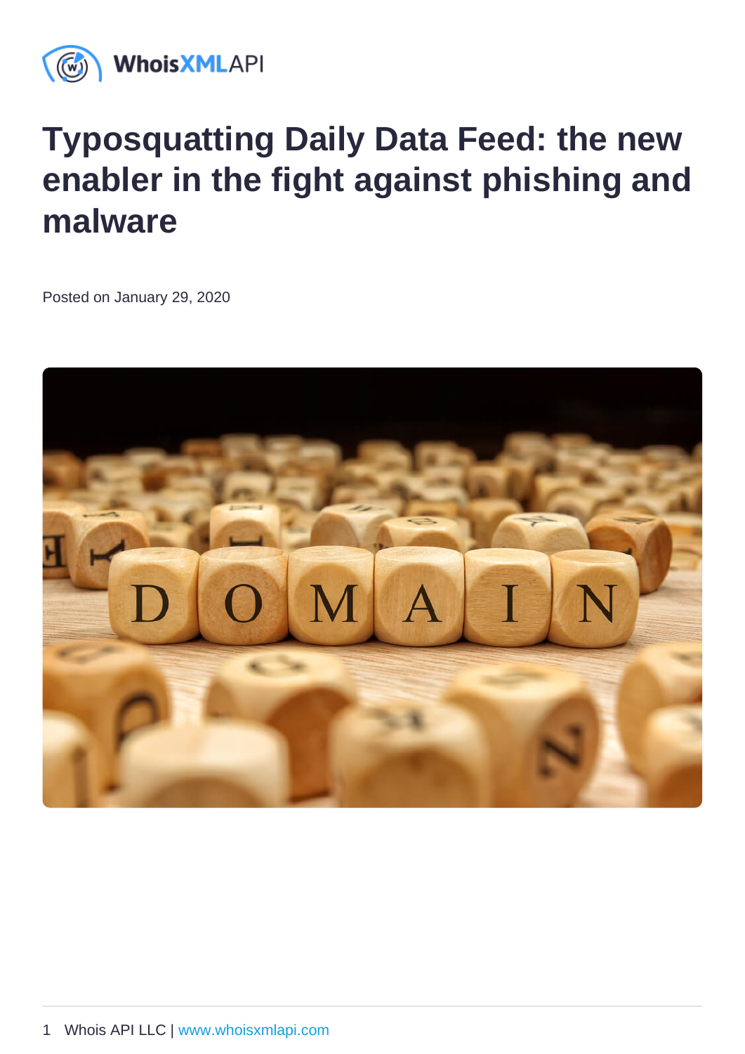# Typosquatting Daily Data Feed: the new enabler in the fight against phishing and malware

Posted on January 29, 2020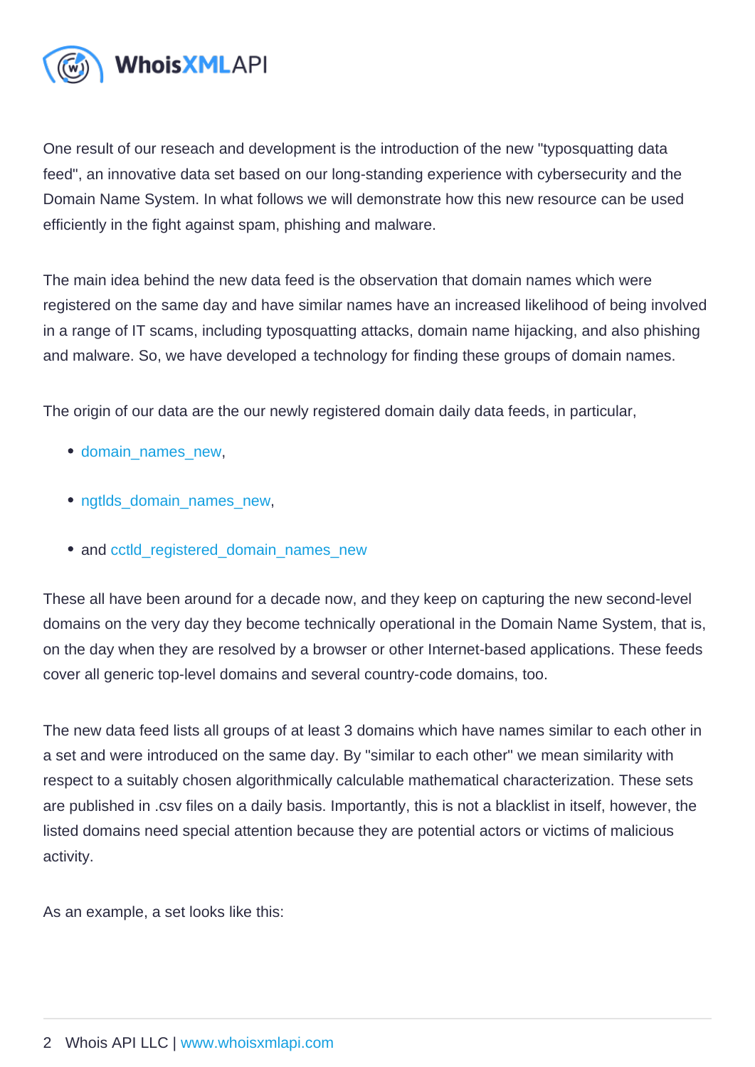One result of our reseach and development is the introduction of the new "typosquatting data feed", an innovative data set based on our long-standing experience with cybersecurity and the Domain Name System. In what follows we will demonstrate how this new resource can be used efficiently in the fight against spam, phishing and malware.

The main idea behind the new data feed is the observation that domain names which were registered on the same day and have similar names have an increased likelihood of being involved in a range of IT scams, including typosquatting attacks, domain name hijacking, and also phishing and malware. So, we have developed a technology for finding these groups of domain names.

The origin of our data are the our newly registered domain daily data feeds, in particular,

- domain_names_new,
- ngtlds_domain_names_new,
- and cctld_registered_domain_names_new

These all have been around for a decade now, and they keep on capturing the new second-level domains on the very day they become technically operational in the Domain Name System, that is, on the day when they are resolved by a browser or other Internet-based applications. These feeds cover all generic top-level domains and several country-code domains, too.

The new data feed lists all groups of at least 3 domains which have names similar to each other in a set and were introduced on the same day. By "similar to each other" we mean similarity with respect to a suitably chosen algorithmically calculable mathematical characterization. These sets are published in .csv files on a daily basis. Importantly, this is not a blacklist in itself, however, the listed domains need special attention because they are potential actors or victims of malicious activity.

As an example, a set looks like this: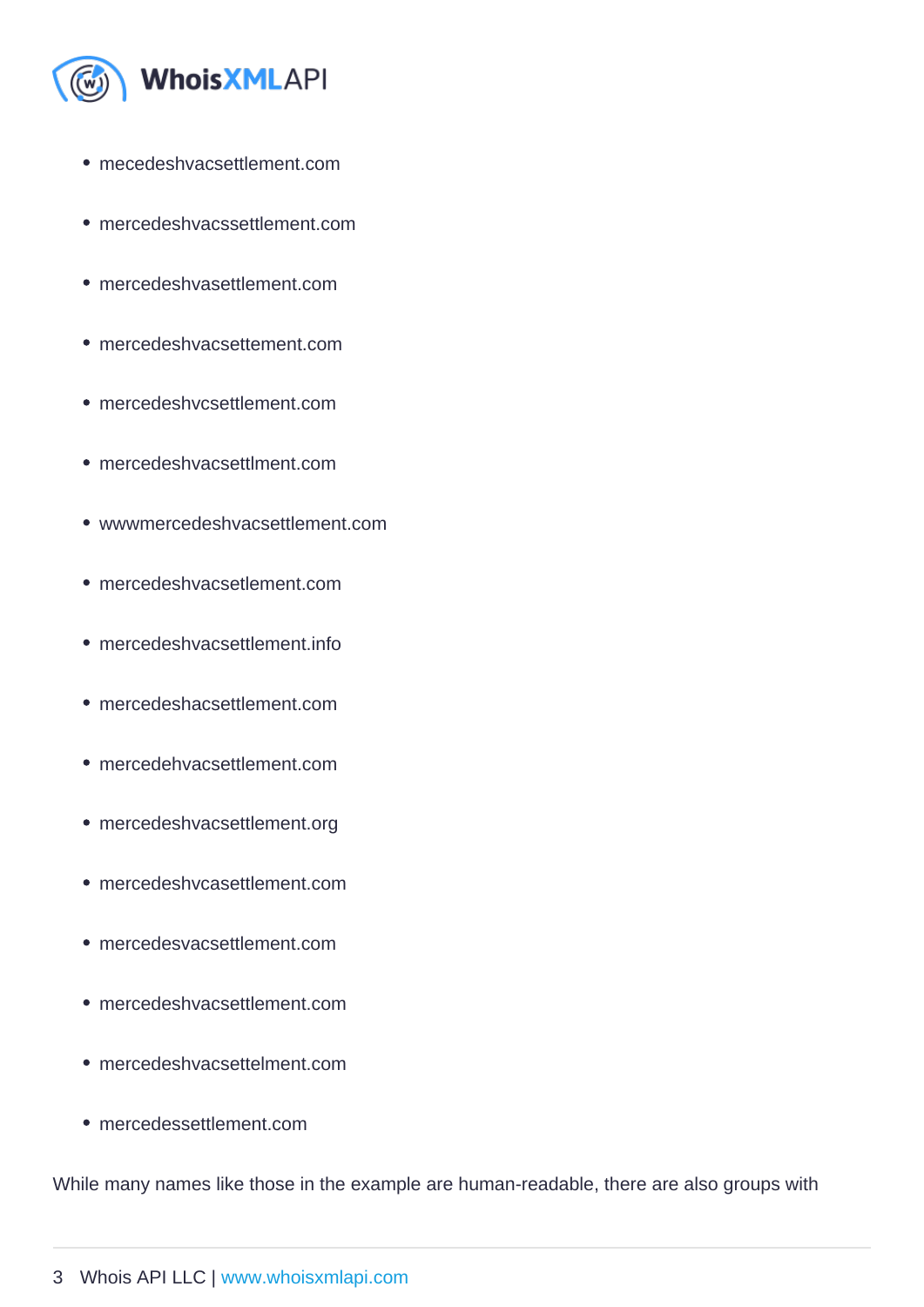- mecedeshvacsettlement.com
- mercedeshvacssettlement.com
- mercedeshvasettlement.com
- mercedeshvacsettement.com
- mercedeshvcsettlement.com
- mercedeshvacsettlment.com
- wwwmercedeshvacsettlement.com
- mercedeshvacsetlement.com
- mercedeshvacsettlement.info
- mercedeshacsettlement.com
- mercedehvacsettlement.com
- mercedeshvacsettlement.org
- mercedeshvcasettlement.com
- mercedesvacsettlement.com
- mercedeshvacsettlement.com
- mercedeshvacsettelment.com
- mercedessettlement.com

While many names like those in the example are human-readable, there are also groups with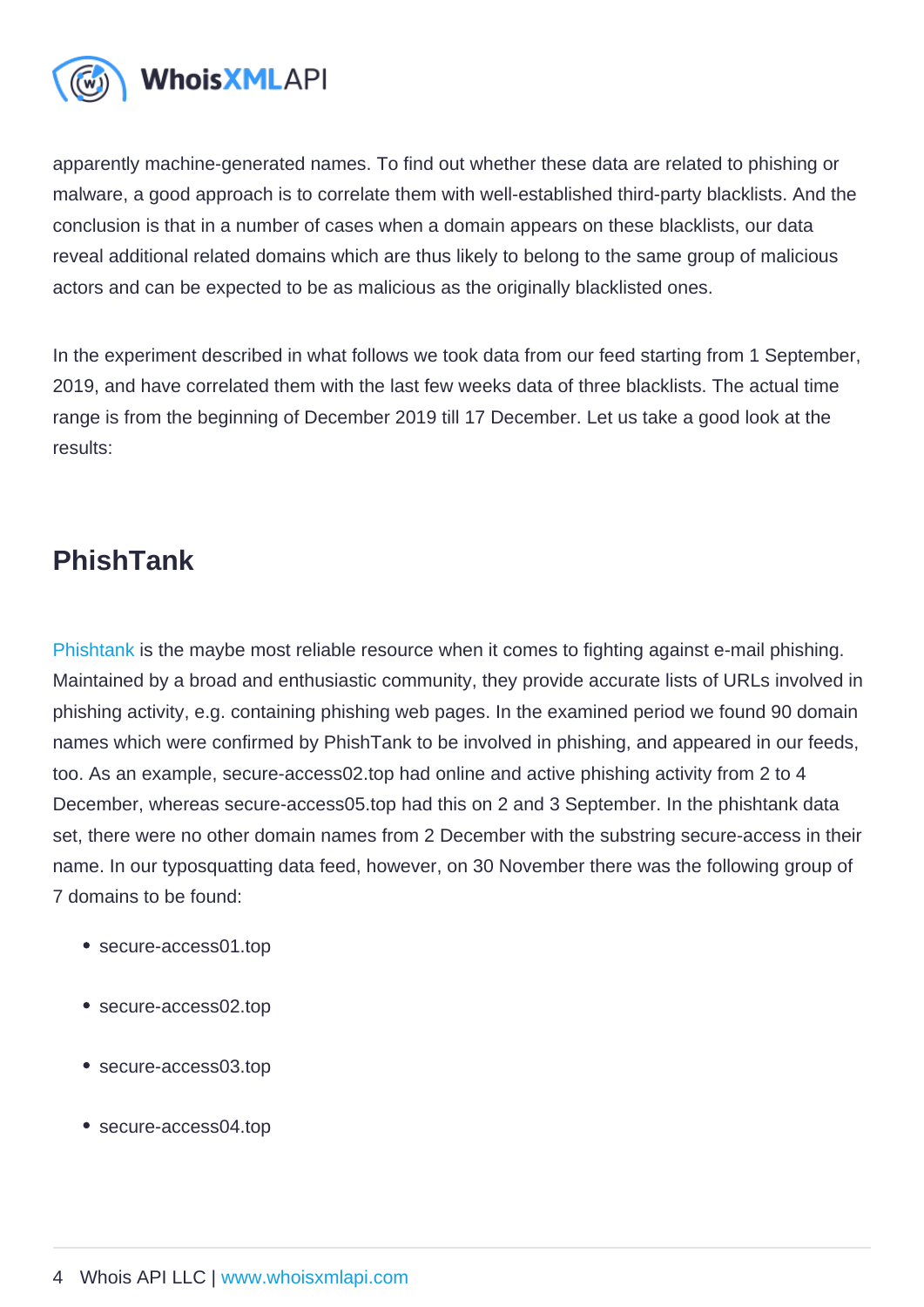apparently machine-generated names. To find out whether these data are related to phishing or malware, a good approach is to correlate them with well-established third-party blacklists. And the conclusion is that in a number of cases when a domain appears on these blacklists, our data reveal additional related domains which are thus likely to belong to the same group of malicious actors and can be expected to be as malicious as the originally blacklisted ones.

In the experiment described in what follows we took data from our feed starting from 1 September, 2019, and have correlated them with the last few weeks data of three blacklists. The actual time range is from the beginning of December 2019 till 17 December. Let us take a good look at the results:

## PhishTank

Phishtank is the maybe most reliable resource when it comes to fighting against e-mail phishing. Maintained by a broad and enthusiastic community, they provide accurate lists of URLs involved in phishing activity, e.g. containing phishing web pages. In the examined period we found 90 domain names which were confirmed by PhishTank to be involved in phishing, and appeared in our feeds, too. As an example, secure-access02.top had online and active phishing activity from 2 to 4 December, whereas secure-access05.top had this on 2 and 3 September. In the phishtank data set, there were no other domain names from 2 December with the substring secure-access in their name. In our typosquatting data feed, however, on 30 November there was the following group of 7 domains to be found:

- secure-access01.top
- secure-access02.top
- secure-access03.top
- secure-access04.top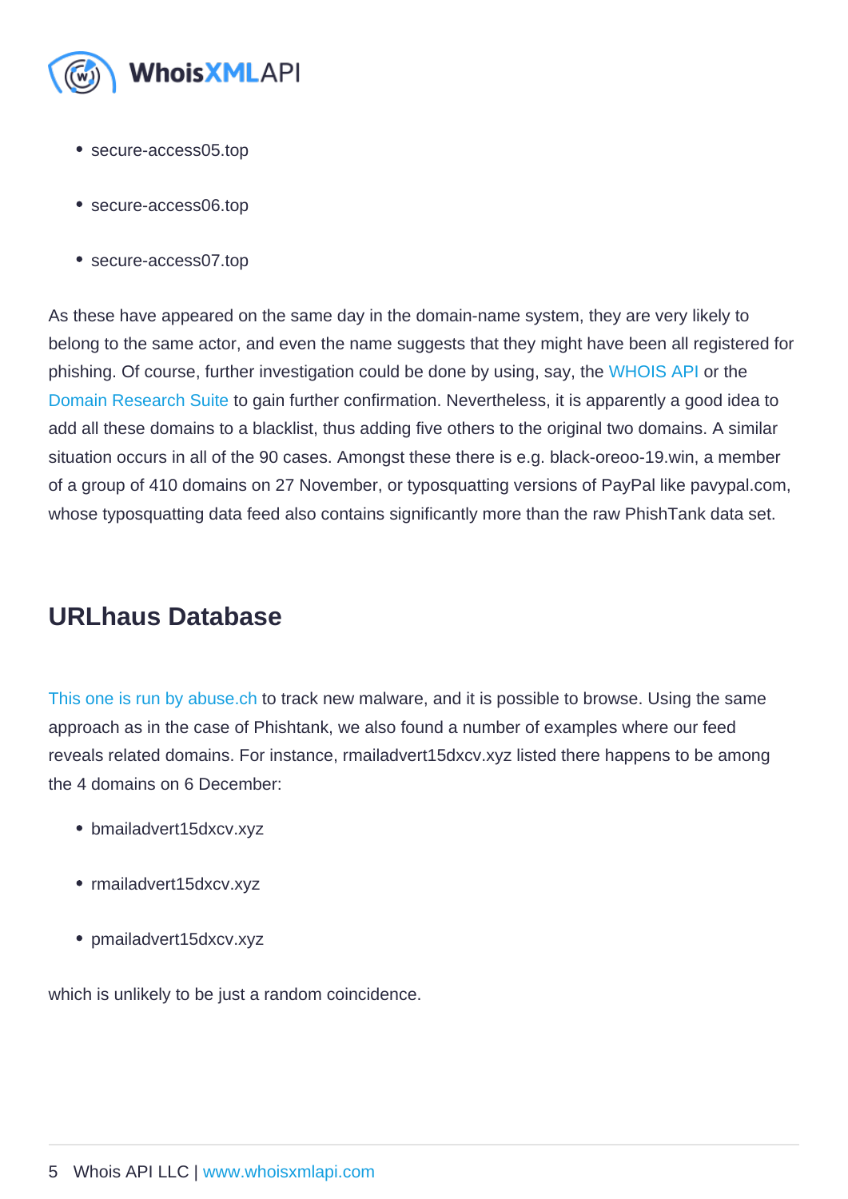- secure-access05.top
- secure-access06.top
- secure-access07.top

As these have appeared on the same day in the domain-name system, they are very likely to belong to the same actor, and even the name suggests that they might have been all registered for phishing. Of course, further investigation could be done by using, say, the WHOIS API or the Domain Research Suite to gain further confirmation. Nevertheless, it is apparently a good idea to add all these domains to a blacklist, thus adding five others to the original two domains. A similar situation occurs in all of the 90 cases. Amongst these there is e.g. black-oreoo-19.win, a member of a group of 410 domains on 27 November, or typosquatting versions of PayPal like pavypal.com, whose typosquatting data feed also contains significantly more than the raw PhishTank data set.

## URLhaus Database

This one is run by abuse.ch to track new malware, and it is possible to browse. Using the same approach as in the case of Phishtank, we also found a number of examples where our feed reveals related domains. For instance, rmailadvert15dxcv.xyz listed there happens to be among the 4 domains on 6 December:

- bmailadvert15dxcv.xyz
- rmailadvert15dxcv.xyz
- pmailadvert15dxcv.xyz

which is unlikely to be just a random coincidence.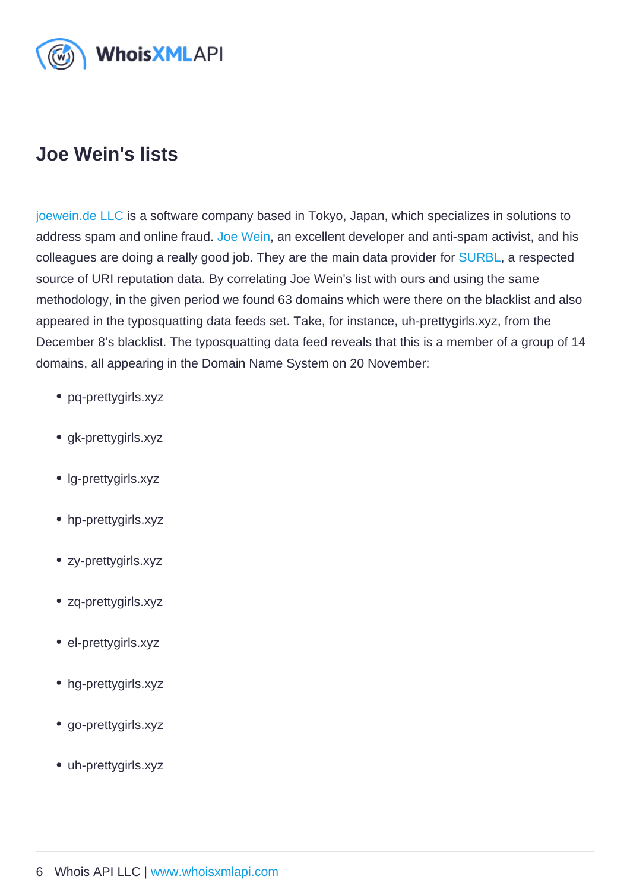## Joe Wein's lists

joewein.de LLC is a software company based in Tokyo, Japan, which specializes in solutions to address spam and online fraud. Joe Wein, an excellent developer and anti-spam activist, and his colleagues are doing a really good job. They are the main data provider for SURBL, a respected source of URI reputation data. By correlating Joe Wein's list with ours and using the same methodology, in the given period we found 63 domains which were there on the blacklist and also appeared in the typosquatting data feeds set. Take, for instance, uh-prettygirls.xyz, from the December 8's blacklist. The typosquatting data feed reveals that this is a member of a group of 14 domains, all appearing in the Domain Name System on 20 November:

- pq-prettygirls.xyz
- gk-prettygirls.xyz
- lg-prettygirls.xyz
- hp-prettygirls.xyz
- zy-prettygirls.xyz
- zq-prettygirls.xyz
- el-prettygirls.xyz
- hg-prettygirls.xyz
- go-prettygirls.xyz
- uh-prettygirls.xyz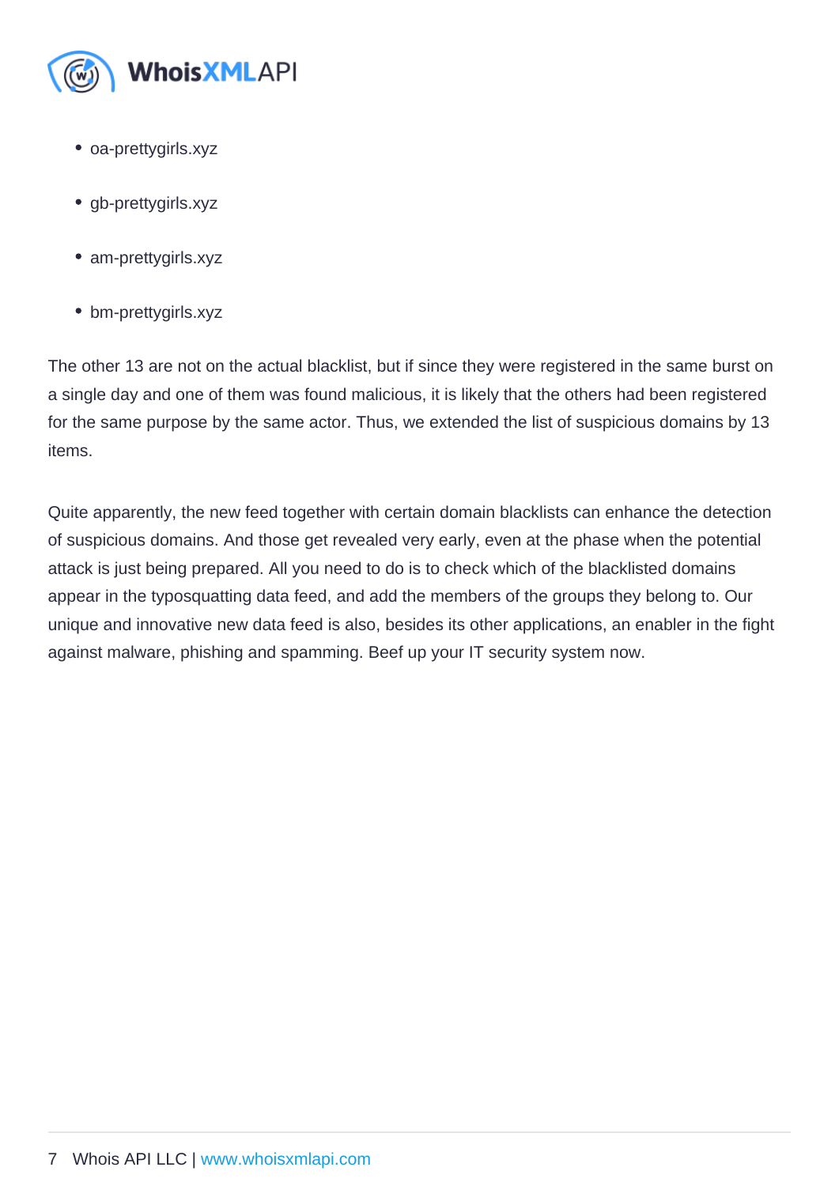- oa-prettygirls.xyz
- gb-prettygirls.xyz
- am-prettygirls.xyz
- bm-prettygirls.xyz

The other 13 are not on the actual blacklist, but if since they were registered in the same burst on a single day and one of them was found malicious, it is likely that the others had been registered for the same purpose by the same actor. Thus, we extended the list of suspicious domains by 13 items.

Quite apparently, the new feed together with certain domain blacklists can enhance the detection of suspicious domains. And those get revealed very early, even at the phase when the potential attack is just being prepared. All you need to do is to check which of the blacklisted domains appear in the typosquatting data feed, and add the members of the groups they belong to. Our unique and innovative new data feed is also, besides its other applications, an enabler in the fight against malware, phishing and spamming. Beef up your IT security system now.